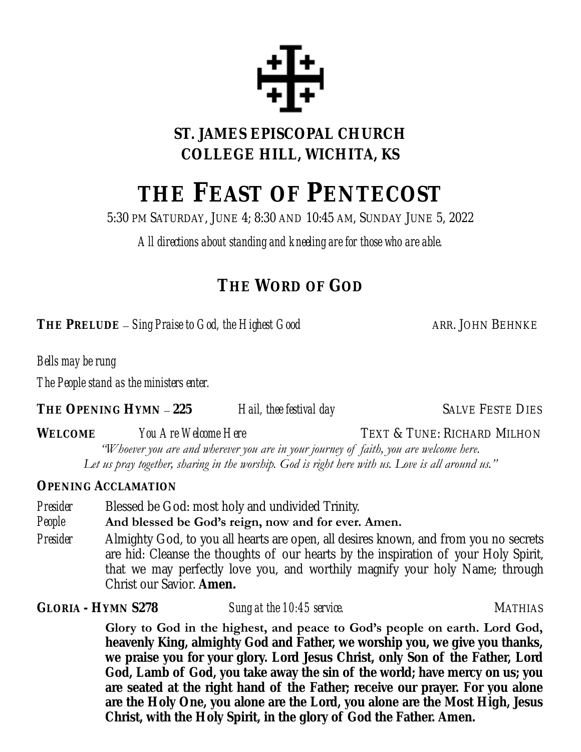**ST. JAMES EPISCOPAL CHURCH**
**COLLEGE HILL, WICHITA, KS**

# THE FEAST OF PENTECOST

5:30 PM SATURDAY, JUNE 4; 8:30 AND 10:45 AM, SUNDAY JUNE 5, 2022

*All directions about standing and kneeling are for those who are able.*

## THE WORD OF GOD

**THE PRELUDE** – *Sing Praise to God, the Highest Good* ARR. JOHN BEHNKE

*Bells may be rung*

*The People stand as the ministers enter.*

**THE OPENING HYMN – 225** *Hail, thee festival day* SALVE FESTE DIES

**WELCOME** *You Are Welcome Here* TEXT & TUNE: RICHARD MILHON

*"Whoever you are and wherever you are in your journey of faith, you are welcome here. Let us pray together, sharing in the worship. God is right here with us. Love is all around us."*

**OPENING ACCLAMATION**

*Presider* Blessed be God: most holy and undivided Trinity.
*People* **And blessed be God's reign, now and for ever. Amen.**
*Presider* Almighty God, to you all hearts are open, all desires known, and from you no secrets are hid: Cleanse the thoughts of our hearts by the inspiration of your Holy Spirit, that we may perfectly love you, and worthily magnify your holy Name; through Christ our Savior. **Amen.**

**GLORIA - HYMN S278** *Sung at the 10:45 service.* MATHIAS

**Glory to God in the highest, and peace to God's people on earth. Lord God, heavenly King, almighty God and Father, we worship you, we give you thanks, we praise you for your glory. Lord Jesus Christ, only Son of the Father, Lord God, Lamb of God, you take away the sin of the world; have mercy on us; you are seated at the right hand of the Father; receive our prayer. For you alone are the Holy One, you alone are the Lord, you alone are the Most High, Jesus Christ, with the Holy Spirit, in the glory of God the Father. Amen.**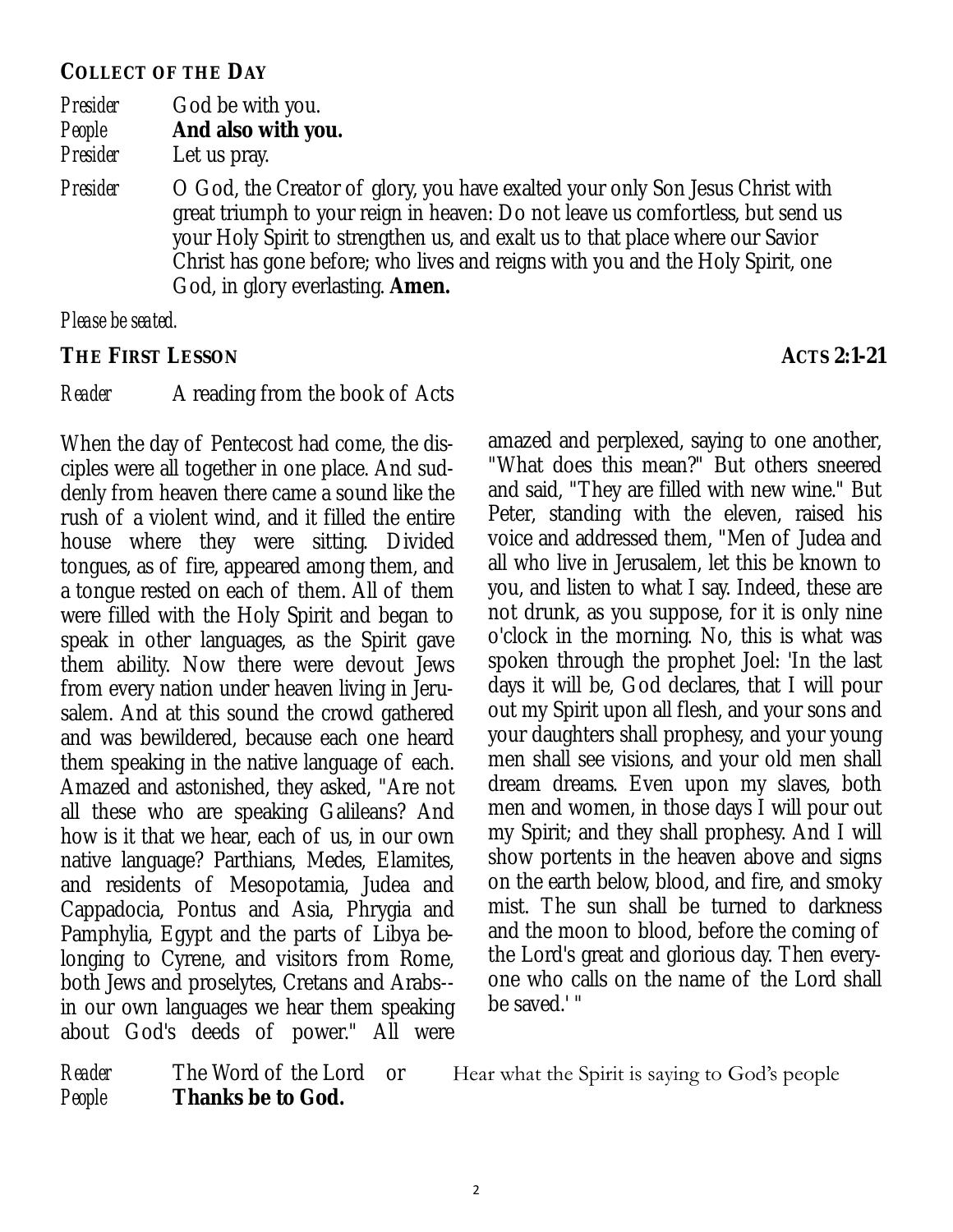## COLLECT OF THE DAY

*Presider* God be with you.
*People* **And also with you.**
*Presider* Let us pray.

*Presider* O God, the Creator of glory, you have exalted your only Son Jesus Christ with great triumph to your reign in heaven: Do not leave us comfortless, but send us your Holy Spirit to strengthen us, and exalt us to that place where our Savior Christ has gone before; who lives and reigns with you and the Holy Spirit, one God, in glory everlasting. **Amen.**

*Please be seated.*

## THE FIRST LESSON — ACTS 2:1-21

*Reader* A reading from the book of Acts

When the day of Pentecost had come, the disciples were all together in one place. And suddenly from heaven there came a sound like the rush of a violent wind, and it filled the entire house where they were sitting. Divided tongues, as of fire, appeared among them, and a tongue rested on each of them. All of them were filled with the Holy Spirit and began to speak in other languages, as the Spirit gave them ability. Now there were devout Jews from every nation under heaven living in Jerusalem. And at this sound the crowd gathered and was bewildered, because each one heard them speaking in the native language of each. Amazed and astonished, they asked, "Are not all these who are speaking Galileans? And how is it that we hear, each of us, in our own native language? Parthians, Medes, Elamites, and residents of Mesopotamia, Judea and Cappadocia, Pontus and Asia, Phrygia and Pamphylia, Egypt and the parts of Libya belonging to Cyrene, and visitors from Rome, both Jews and proselytes, Cretans and Arabs--in our own languages we hear them speaking about God's deeds of power." All were amazed and perplexed, saying to one another, "What does this mean?" But others sneered and said, "They are filled with new wine." But Peter, standing with the eleven, raised his voice and addressed them, "Men of Judea and all who live in Jerusalem, let this be known to you, and listen to what I say. Indeed, these are not drunk, as you suppose, for it is only nine o'clock in the morning. No, this is what was spoken through the prophet Joel: 'In the last days it will be, God declares, that I will pour out my Spirit upon all flesh, and your sons and your daughters shall prophesy, and your young men shall see visions, and your old men shall dream dreams. Even upon my slaves, both men and women, in those days I will pour out my Spirit; and they shall prophesy. And I will show portents in the heaven above and signs on the earth below, blood, and fire, and smoky mist. The sun shall be turned to darkness and the moon to blood, before the coming of the Lord's great and glorious day. Then everyone who calls on the name of the Lord shall be saved.' "

*Reader* The Word of the Lord or Hear what the Spirit is saying to God's people
*People* **Thanks be to God.**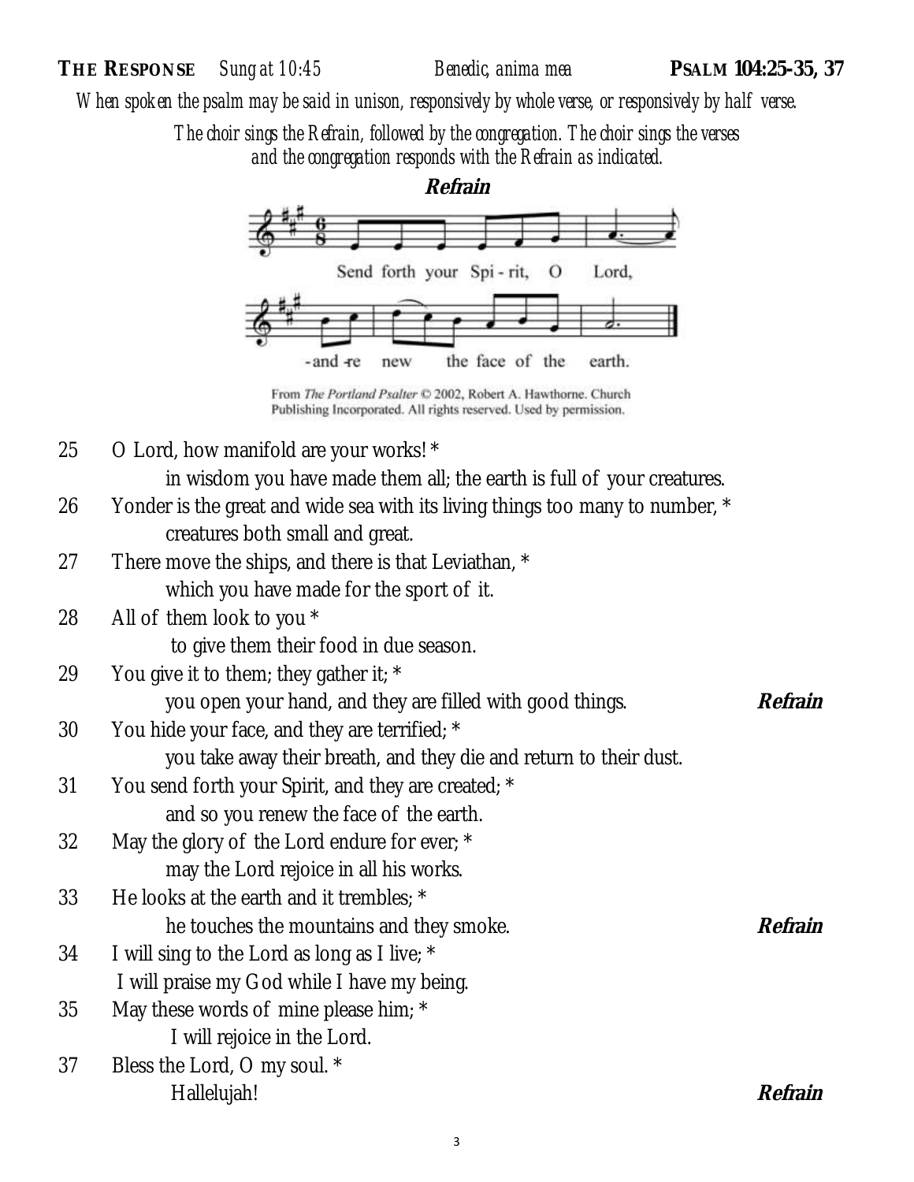**THE RESPONSE** *Sung at 10:45* *Benedic, anima mea* **PSALM 104:25-35, 37**

*When spoken the psalm may be said in unison, responsively by whole verse, or responsively by half verse.*

*The choir sings the Refrain, followed by the congregation. The choir sings the verses and the congregation responds with the Refrain as indicated.*

**Refrain**

Send forth your Spi-rit, O Lord, and re-new the face of the earth.

From *The Portland Psalter* © 2002, Robert A. Hawthorne. Church Publishing Incorporated. All rights reserved. Used by permission.

25 O Lord, how manifold are your works! *
in wisdom you have made them all; the earth is full of your creatures.

26 Yonder is the great and wide sea with its living things too many to number, *
creatures both small and great.

27 There move the ships, and there is that Leviathan, *
which you have made for the sport of it.

28 All of them look to you *
to give them their food in due season.

29 You give it to them; they gather it; *
you open your hand, and they are filled with good things. ***Refrain***

30 You hide your face, and they are terrified; *
you take away their breath, and they die and return to their dust.

31 You send forth your Spirit, and they are created; *
and so you renew the face of the earth.

32 May the glory of the Lord endure for ever; *
may the Lord rejoice in all his works.

33 He looks at the earth and it trembles; *
he touches the mountains and they smoke. ***Refrain***

34 I will sing to the Lord as long as I live; *
I will praise my God while I have my being.

35 May these words of mine please him; *
I will rejoice in the Lord.

37 Bless the Lord, O my soul. *
Hallelujah! ***Refrain***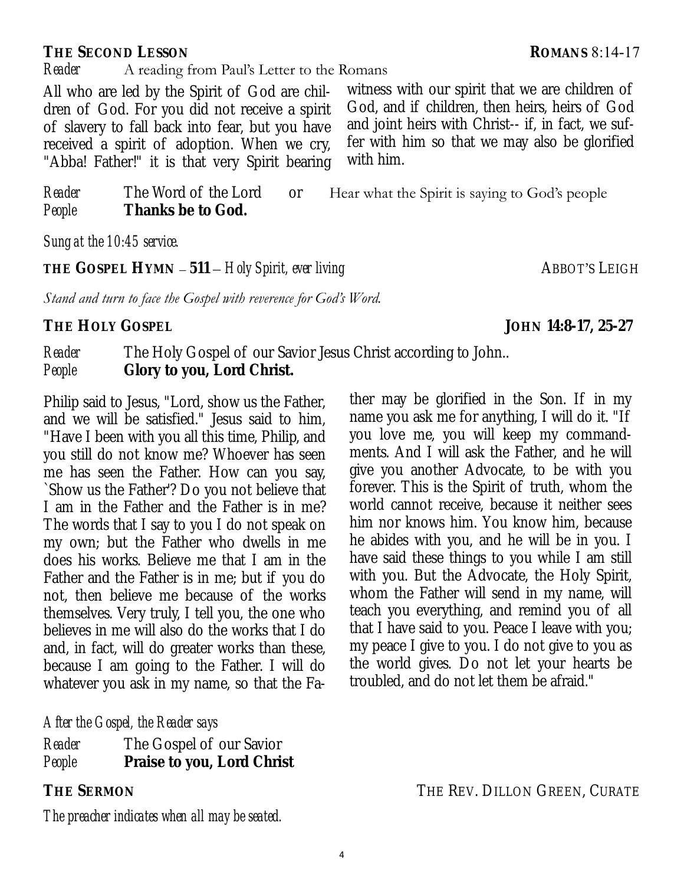**THE SECOND LESSON** **ROMANS** 8:14-17

*Reader* A reading from Paul's Letter to the Romans

All who are led by the Spirit of God are children of God. For you did not receive a spirit of slavery to fall back into fear, but you have received a spirit of adoption. When we cry, "Abba! Father!" it is that very Spirit bearing witness with our spirit that we are children of God, and if children, then heirs, heirs of God and joint heirs with Christ-- if, in fact, we suffer with him so that we may also be glorified with him.

*Reader* The Word of the Lord or Hear what the Spirit is saying to God's people
*People* **Thanks be to God.**

*Sung at the 10:45 service.*

**THE GOSPEL HYMN** – **511** – *Holy Spirit, ever living* ABBOT'S LEIGH

*Stand and turn to face the Gospel with reverence for God's Word.*

**THE HOLY GOSPEL** **JOHN 14:8-17, 25-27**

*Reader* The Holy Gospel of our Savior Jesus Christ according to John..
*People* **Glory to you, Lord Christ.**

Philip said to Jesus, "Lord, show us the Father, and we will be satisfied." Jesus said to him, "Have I been with you all this time, Philip, and you still do not know me? Whoever has seen me has seen the Father. How can you say, `Show us the Father'? Do you not believe that I am in the Father and the Father is in me? The words that I say to you I do not speak on my own; but the Father who dwells in me does his works. Believe me that I am in the Father and the Father is in me; but if you do not, then believe me because of the works themselves. Very truly, I tell you, the one who believes in me will also do the works that I do and, in fact, will do greater works than these, because I am going to the Father. I will do whatever you ask in my name, so that the Father may be glorified in the Son. If in my name you ask me for anything, I will do it. "If you love me, you will keep my commandments. And I will ask the Father, and he will give you another Advocate, to be with you forever. This is the Spirit of truth, whom the world cannot receive, because it neither sees him nor knows him. You know him, because he abides with you, and he will be in you. I have said these things to you while I am still with you. But the Advocate, the Holy Spirit, whom the Father will send in my name, will teach you everything, and remind you of all that I have said to you. Peace I leave with you; my peace I give to you. I do not give to you as the world gives. Do not let your hearts be troubled, and do not let them be afraid."

*After the Gospel, the Reader says*

*Reader* The Gospel of our Savior
*People* **Praise to you, Lord Christ**

**THE SERMON** THE REV. DILLON GREEN, CURATE

*The preacher indicates when all may be seated.*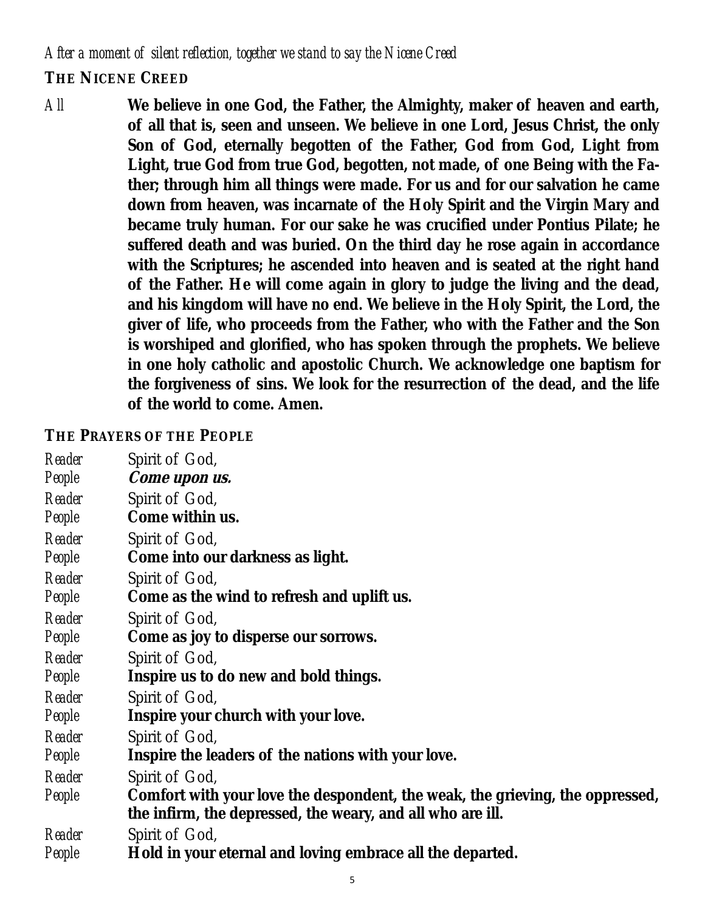*After a moment of silent reflection, together we stand to say the Nicene Creed*

## THE NICENE CREED

*All* **We believe in one God, the Father, the Almighty, maker of heaven and earth, of all that is, seen and unseen. We believe in one Lord, Jesus Christ, the only Son of God, eternally begotten of the Father, God from God, Light from Light, true God from true God, begotten, not made, of one Being with the Father; through him all things were made. For us and for our salvation he came down from heaven, was incarnate of the Holy Spirit and the Virgin Mary and became truly human. For our sake he was crucified under Pontius Pilate; he suffered death and was buried. On the third day he rose again in accordance with the Scriptures; he ascended into heaven and is seated at the right hand of the Father. He will come again in glory to judge the living and the dead, and his kingdom will have no end. We believe in the Holy Spirit, the Lord, the giver of life, who proceeds from the Father, who with the Father and the Son is worshiped and glorified, who has spoken through the prophets. We believe in one holy catholic and apostolic Church. We acknowledge one baptism for the forgiveness of sins. We look for the resurrection of the dead, and the life of the world to come. Amen.**

## THE PRAYERS OF THE PEOPLE

*Reader* Spirit of God,
*People* ***Come upon us.***

*Reader* Spirit of God,
*People* **Come within us.**

*Reader* Spirit of God,
*People* **Come into our darkness as light.**

*Reader* Spirit of God,
*People* **Come as the wind to refresh and uplift us.**

*Reader* Spirit of God,
*People* **Come as joy to disperse our sorrows.**

*Reader* Spirit of God,
*People* **Inspire us to do new and bold things.**

*Reader* Spirit of God,
*People* **Inspire your church with your love.**

*Reader* Spirit of God,
*People* **Inspire the leaders of the nations with your love.**

*Reader* Spirit of God,
*People* **Comfort with your love the despondent, the weak, the grieving, the oppressed, the infirm, the depressed, the weary, and all who are ill.**

*Reader* Spirit of God,
*People* **Hold in your eternal and loving embrace all the departed.**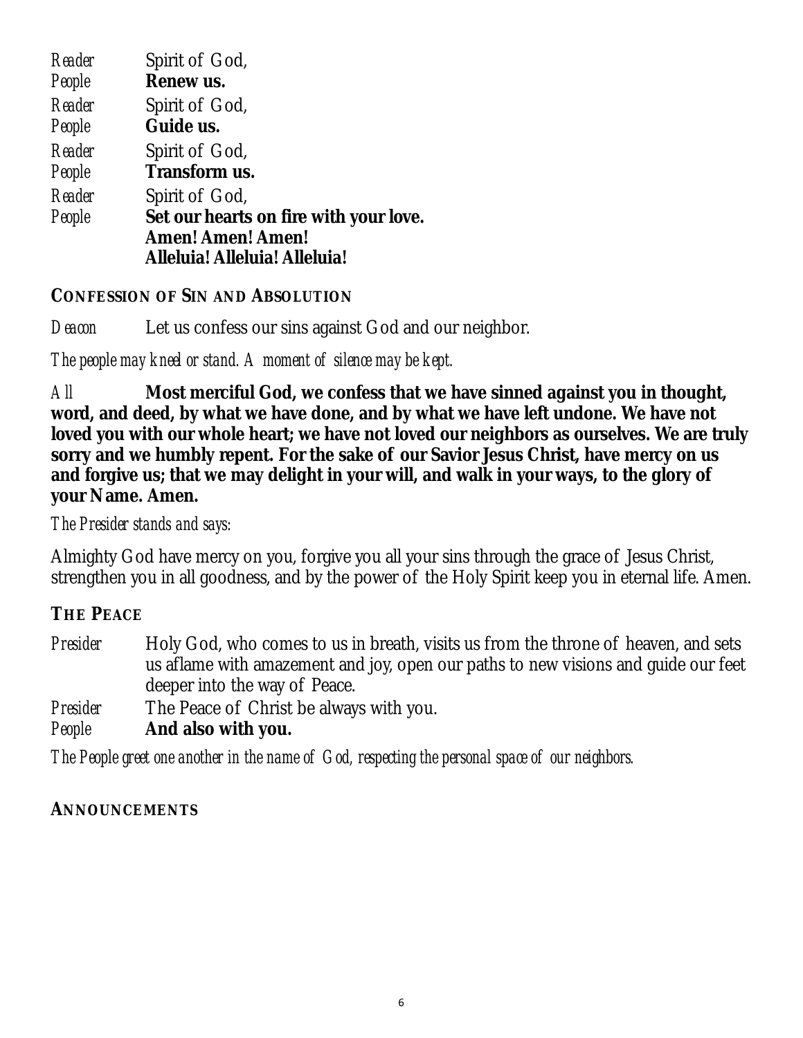*Reader* Spirit of God,
*People* **Renew us.**
*Reader* Spirit of God,
*People* **Guide us.**
*Reader* Spirit of God,
*People* **Transform us.**
*Reader* Spirit of God,
*People* **Set our hearts on fire with your love.**
**Amen! Amen! Amen!**
**Alleluia! Alleluia! Alleluia!**

## CONFESSION OF SIN AND ABSOLUTION

*Deacon* Let us confess our sins against God and our neighbor.

*The people may kneel or stand. A moment of silence may be kept.*

*All* **Most merciful God, we confess that we have sinned against you in thought, word, and deed, by what we have done, and by what we have left undone. We have not loved you with our whole heart; we have not loved our neighbors as ourselves. We are truly sorry and we humbly repent. For the sake of our Savior Jesus Christ, have mercy on us and forgive us; that we may delight in your will, and walk in your ways, to the glory of your Name. Amen.**

*The Presider stands and says:*

Almighty God have mercy on you, forgive you all your sins through the grace of Jesus Christ, strengthen you in all goodness, and by the power of the Holy Spirit keep you in eternal life. Amen.

## THE PEACE

*Presider* Holy God, who comes to us in breath, visits us from the throne of heaven, and sets us aflame with amazement and joy, open our paths to new visions and guide our feet deeper into the way of Peace.
*Presider* The Peace of Christ be always with you.
*People* **And also with you.**

*The People greet one another in the name of God, respecting the personal space of our neighbors.*

## ANNOUNCEMENTS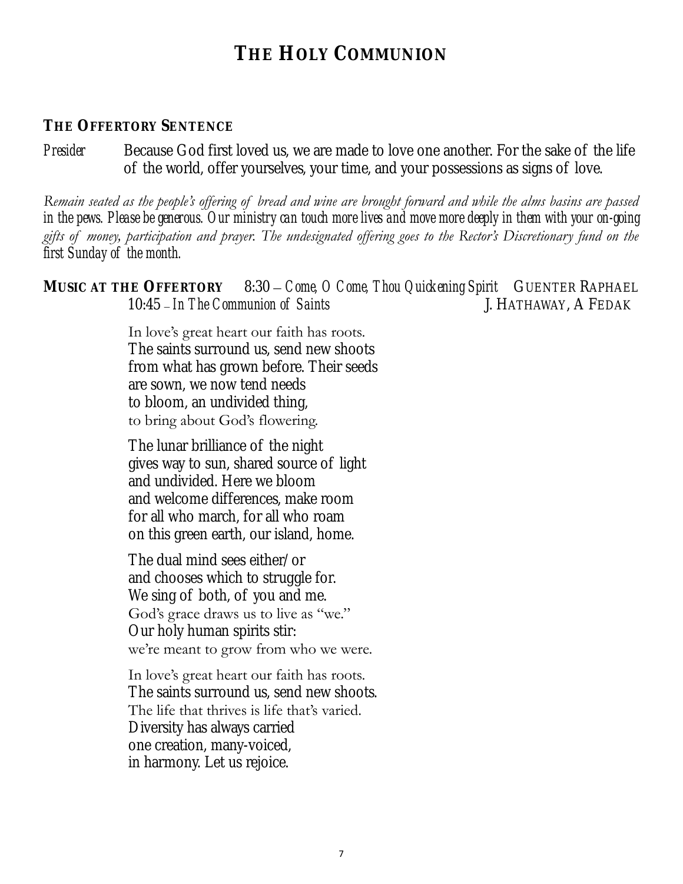# THE HOLY COMMUNION

## THE OFFERTORY SENTENCE

*Presider* Because God first loved us, we are made to love one another. For the sake of the life of the world, offer yourselves, your time, and your possessions as signs of love.

*Remain seated as the people's offering of bread and wine are brought forward and while the alms basins are passed in the pews. Please be generous. Our ministry can touch more lives and move more deeply in them with your on-going gifts of money, participation and prayer. The undesignated offering goes to the Rector's Discretionary fund on the first Sunday of the month.*

**MUSIC AT THE OFFERTORY** 8:30 – *Come, O Come, Thou Quickening Spirit* GUENTER RAPHAEL
10:45 – *In The Communion of Saints* J. HATHAWAY, A FEDAK

In love's great heart our faith has roots.
The saints surround us, send new shoots
from what has grown before. Their seeds
are sown, we now tend needs
to bloom, an undivided thing,
to bring about God's flowering.

The lunar brilliance of the night
gives way to sun, shared source of light
and undivided. Here we bloom
and welcome differences, make room
for all who march, for all who roam
on this green earth, our island, home.

The dual mind sees either/or
and chooses which to struggle for.
We sing of both, of you and me.
God's grace draws us to live as "we."
Our holy human spirits stir:
we're meant to grow from who we were.

In love's great heart our faith has roots.
The saints surround us, send new shoots.
The life that thrives is life that's varied.
Diversity has always carried
one creation, many-voiced,
in harmony. Let us rejoice.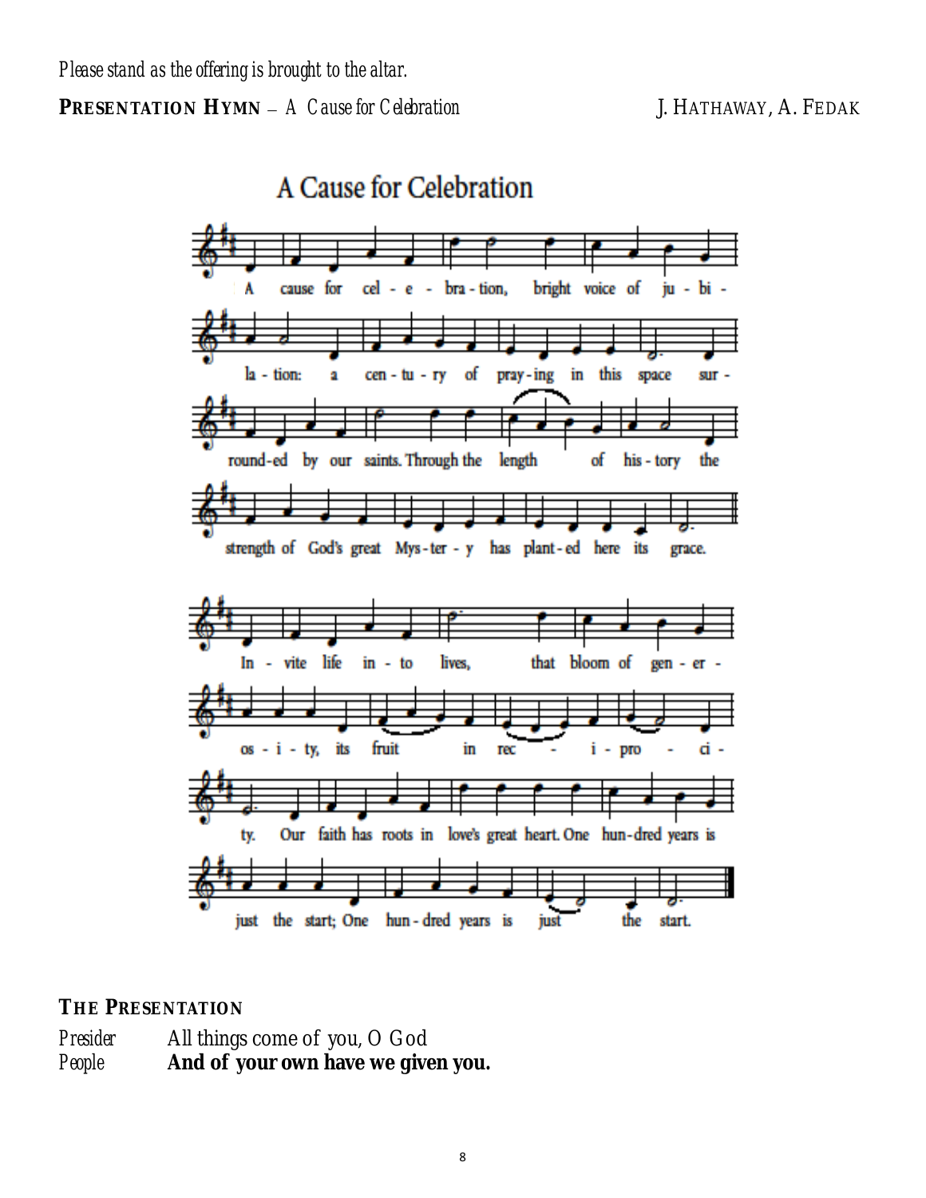*Please stand as the offering is brought to the altar.*

**PRESENTATION HYMN** – *A Cause for Celebration* J. HATHAWAY, A. FEDAK

A Cause for Celebration

A cause for cel - e - bra - tion, bright voice of ju - bi - la - tion: a cen - tu - ry of pray - ing in this space sur - round - ed by our saints. Through the length of his - tory the strength of God's great Mys - ter - y has plant - ed here its grace.

In - vite life in - to lives, that bloom of gen - er - os - i - ty, its fruit in rec - i - pro - ci - ty. Our faith has roots in love's great heart. One hun - dred years is just the start; One hun - dred years is just the start.

**THE PRESENTATION**

*Presider* All things come of you, O God
*People* **And of your own have we given you.**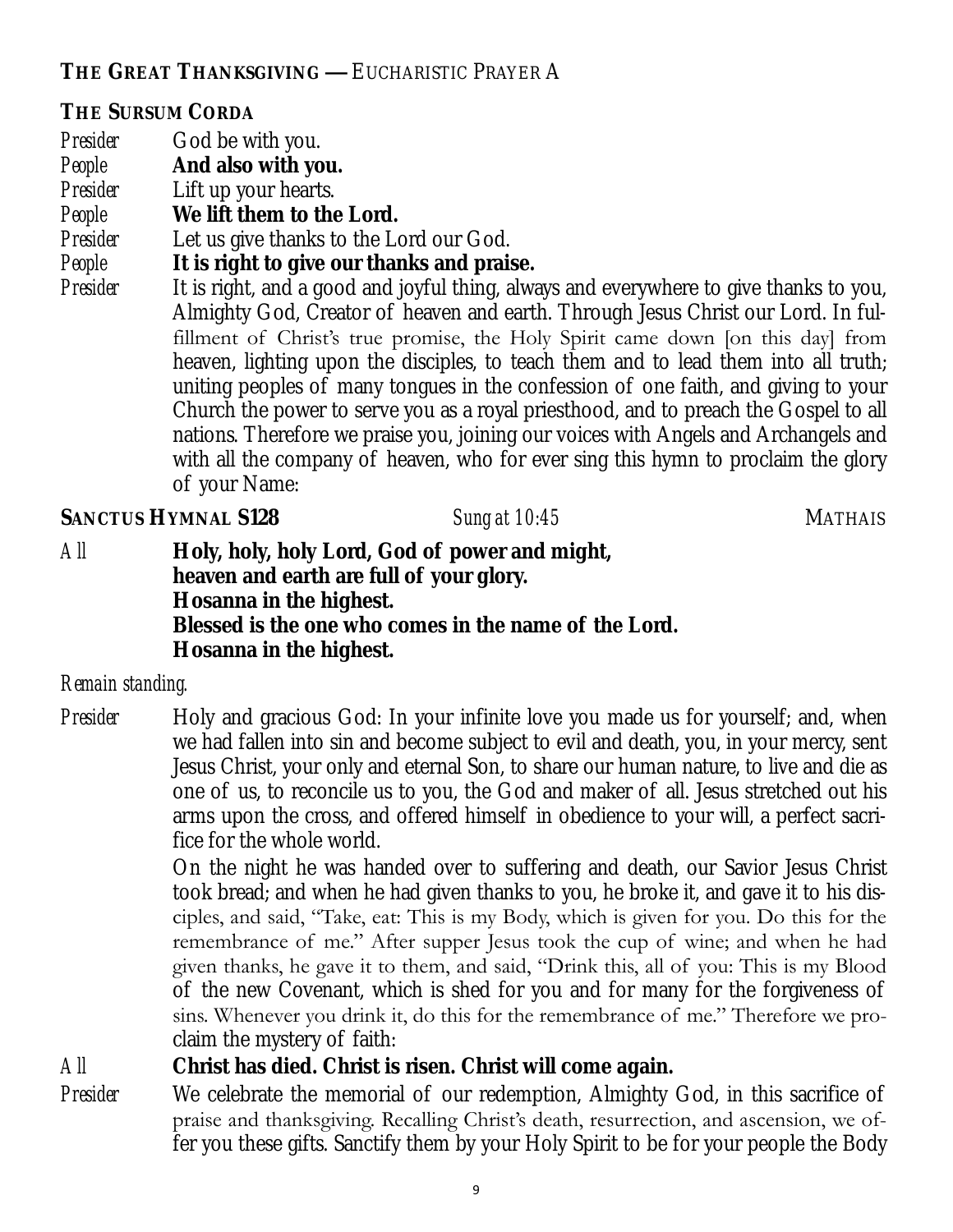## THE GREAT THANKSGIVING — EUCHARISTIC PRAYER A

### THE SURSUM CORDA

*Presider* God be with you.

*People* **And also with you.**

*Presider* Lift up your hearts.

*People* **We lift them to the Lord.**

*Presider* Let us give thanks to the Lord our God.

*People* **It is right to give our thanks and praise.**

*Presider* It is right, and a good and joyful thing, always and everywhere to give thanks to you, Almighty God, Creator of heaven and earth. Through Jesus Christ our Lord. In fulfillment of Christ's true promise, the Holy Spirit came down [on this day] from heaven, lighting upon the disciples, to teach them and to lead them into all truth; uniting peoples of many tongues in the confession of one faith, and giving to your Church the power to serve you as a royal priesthood, and to preach the Gospel to all nations. Therefore we praise you, joining our voices with Angels and Archangels and with all the company of heaven, who for ever sing this hymn to proclaim the glory of your Name:

### SANCTUS HYMNAL S128 *Sung at 10:45* MATHAIS

*All* **Holy, holy, holy Lord, God of power and might,**
**heaven and earth are full of your glory.**
**Hosanna in the highest.**
**Blessed is the one who comes in the name of the Lord.**
**Hosanna in the highest.**

*Remain standing.*

*Presider* Holy and gracious God: In your infinite love you made us for yourself; and, when we had fallen into sin and become subject to evil and death, you, in your mercy, sent Jesus Christ, your only and eternal Son, to share our human nature, to live and die as one of us, to reconcile us to you, the God and maker of all. Jesus stretched out his arms upon the cross, and offered himself in obedience to your will, a perfect sacrifice for the whole world.

On the night he was handed over to suffering and death, our Savior Jesus Christ took bread; and when he had given thanks to you, he broke it, and gave it to his disciples, and said, "Take, eat: This is my Body, which is given for you. Do this for the remembrance of me." After supper Jesus took the cup of wine; and when he had given thanks, he gave it to them, and said, "Drink this, all of you: This is my Blood of the new Covenant, which is shed for you and for many for the forgiveness of sins. Whenever you drink it, do this for the remembrance of me." Therefore we proclaim the mystery of faith:

*All* **Christ has died. Christ is risen. Christ will come again.**

*Presider* We celebrate the memorial of our redemption, Almighty God, in this sacrifice of praise and thanksgiving. Recalling Christ's death, resurrection, and ascension, we offer you these gifts. Sanctify them by your Holy Spirit to be for your people the Body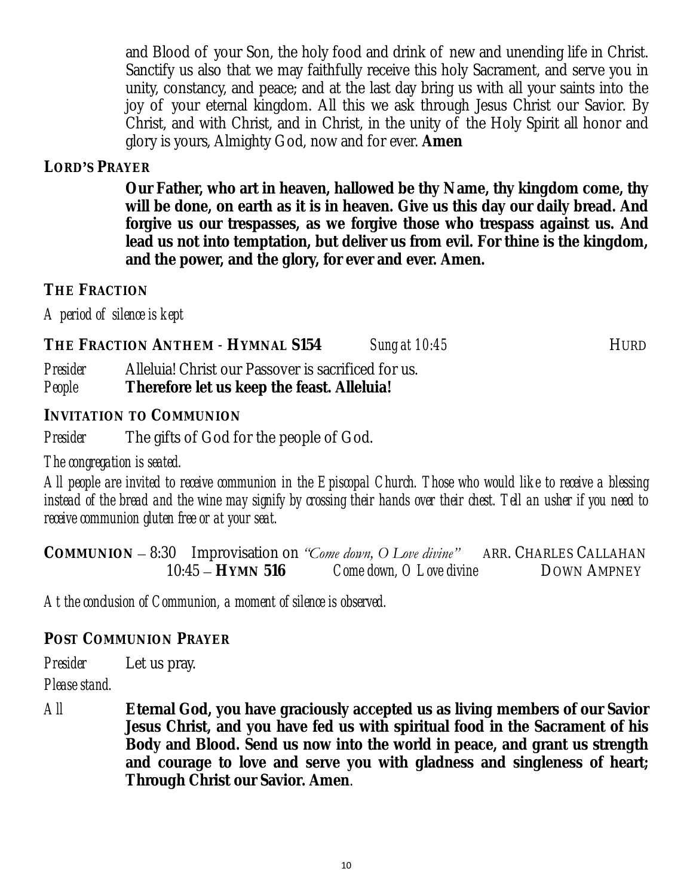and Blood of your Son, the holy food and drink of new and unending life in Christ. Sanctify us also that we may faithfully receive this holy Sacrament, and serve you in unity, constancy, and peace; and at the last day bring us with all your saints into the joy of your eternal kingdom. All this we ask through Jesus Christ our Savior. By Christ, and with Christ, and in Christ, in the unity of the Holy Spirit all honor and glory is yours, Almighty God, now and for ever. **Amen**

### LORD'S PRAYER

**Our Father, who art in heaven, hallowed be thy Name, thy kingdom come, thy will be done, on earth as it is in heaven. Give us this day our daily bread. And forgive us our trespasses, as we forgive those who trespass against us. And lead us not into temptation, but deliver us from evil. For thine is the kingdom, and the power, and the glory, for ever and ever. Amen.**

### THE FRACTION

*A period of silence is kept*

### THE FRACTION ANTHEM - HYMNAL S154 — *Sung at 10:45* — HURD

*Presider* Alleluia! Christ our Passover is sacrificed for us.
*People* **Therefore let us keep the feast. Alleluia!**

### INVITATION TO COMMUNION

*Presider* The gifts of God for the people of God.

*The congregation is seated.*

*All people are invited to receive communion in the Episcopal Church. Those who would like to receive a blessing instead of the bread and the wine may signify by crossing their hands over their chest. Tell an usher if you need to receive communion gluten free or at your seat.*

**COMMUNION** – 8:30 Improvisation on *"Come down, O Love divine"* ARR. CHARLES CALLAHAN
10:45 – **HYMN 516** *Come down, O Love divine* DOWN AMPNEY

*At the conclusion of Communion, a moment of silence is observed.*

### POST COMMUNION PRAYER

*Presider* Let us pray.

*Please stand.*

*All* **Eternal God, you have graciously accepted us as living members of our Savior Jesus Christ, and you have fed us with spiritual food in the Sacrament of his Body and Blood. Send us now into the world in peace, and grant us strength and courage to love and serve you with gladness and singleness of heart; Through Christ our Savior. Amen**.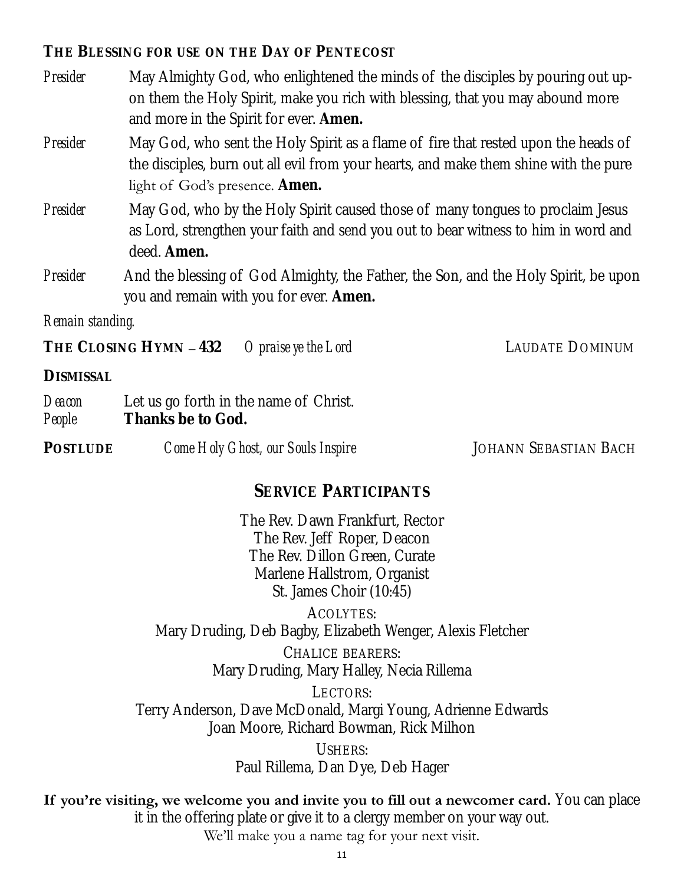## THE BLESSING FOR USE ON THE DAY OF PENTECOST

*Presider* May Almighty God, who enlightened the minds of the disciples by pouring out upon them the Holy Spirit, make you rich with blessing, that you may abound more and more in the Spirit for ever. **Amen.**

*Presider* May God, who sent the Holy Spirit as a flame of fire that rested upon the heads of the disciples, burn out all evil from your hearts, and make them shine with the pure light of God's presence. **Amen.**

*Presider* May God, who by the Holy Spirit caused those of many tongues to proclaim Jesus as Lord, strengthen your faith and send you out to bear witness to him in word and deed. **Amen.**

*Presider* And the blessing of God Almighty, the Father, the Son, and the Holy Spirit, be upon you and remain with you for ever. **Amen.**

*Remain standing.*

**THE CLOSING HYMN – 432** *O praise ye the Lord* LAUDATE DOMINUM

**DISMISSAL**

*Deacon* Let us go forth in the name of Christ.
*People* **Thanks be to God.**

**POSTLUDE** *Come Holy Ghost, our Souls Inspire* JOHANN SEBASTIAN BACH

## SERVICE PARTICIPANTS

The Rev. Dawn Frankfurt, Rector
The Rev. Jeff Roper, Deacon
The Rev. Dillon Green, Curate
Marlene Hallstrom, Organist
St. James Choir (10:45)

ACOLYTES:
Mary Druding, Deb Bagby, Elizabeth Wenger, Alexis Fletcher

CHALICE BEARERS:
Mary Druding, Mary Halley, Necia Rillema

LECTORS:
Terry Anderson, Dave McDonald, Margi Young, Adrienne Edwards
Joan Moore, Richard Bowman, Rick Milhon

USHERS:
Paul Rillema, Dan Dye, Deb Hager

**If you're visiting, we welcome you and invite you to fill out a newcomer card.** You can place it in the offering plate or give it to a clergy member on your way out.
We'll make you a name tag for your next visit.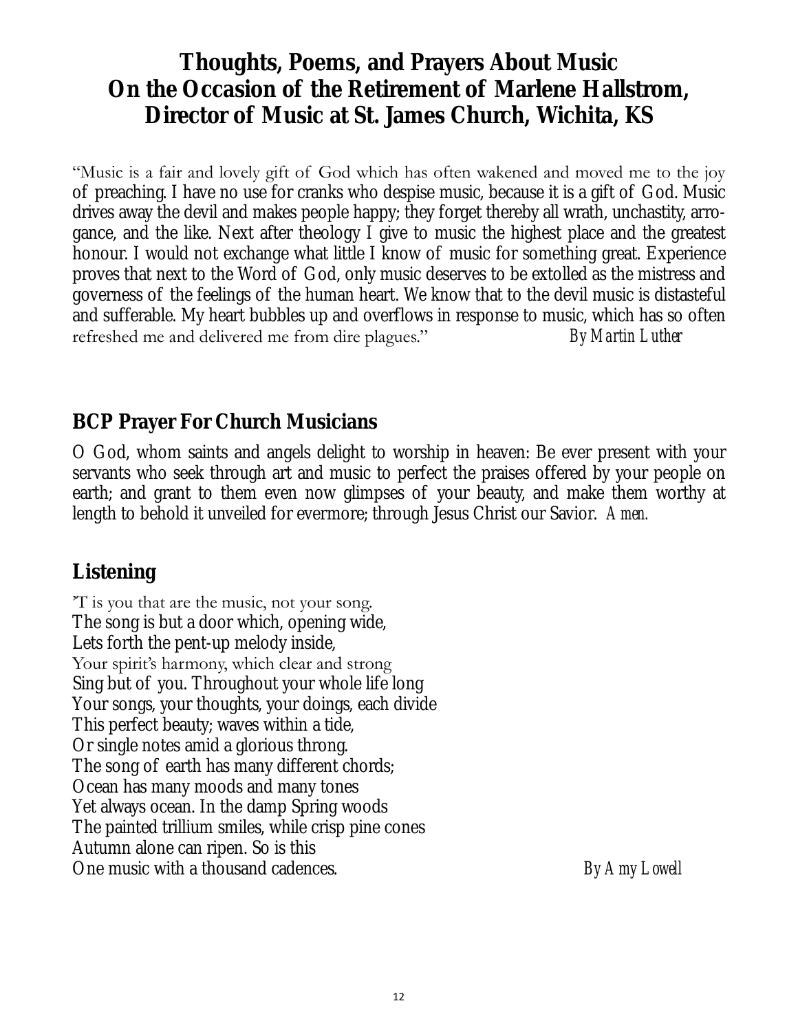# Thoughts, Poems, and Prayers About Music On the Occasion of the Retirement of Marlene Hallstrom, Director of Music at St. James Church, Wichita, KS

"Music is a fair and lovely gift of God which has often wakened and moved me to the joy of preaching. I have no use for cranks who despise music, because it is a gift of God. Music drives away the devil and makes people happy; they forget thereby all wrath, unchastity, arrogance, and the like. Next after theology I give to music the highest place and the greatest honour. I would not exchange what little I know of music for something great. Experience proves that next to the Word of God, only music deserves to be extolled as the mistress and governess of the feelings of the human heart. We know that to the devil music is distasteful and sufferable. My heart bubbles up and overflows in response to music, which has so often refreshed me and delivered me from dire plagues." *By Martin Luther*

## BCP Prayer For Church Musicians

O God, whom saints and angels delight to worship in heaven: Be ever present with your servants who seek through art and music to perfect the praises offered by your people on earth; and grant to them even now glimpses of your beauty, and make them worthy at length to behold it unveiled for evermore; through Jesus Christ our Savior. *Amen.*

## Listening

'T is you that are the music, not your song.  
The song is but a door which, opening wide,  
Lets forth the pent-up melody inside,  
Your spirit's harmony, which clear and strong  
Sing but of you. Throughout your whole life long  
Your songs, your thoughts, your doings, each divide  
This perfect beauty; waves within a tide,  
Or single notes amid a glorious throng.  
The song of earth has many different chords;  
Ocean has many moods and many tones  
Yet always ocean. In the damp Spring woods  
The painted trillium smiles, while crisp pine cones  
Autumn alone can ripen. So is this  
One music with a thousand cadences. *By Amy Lowell*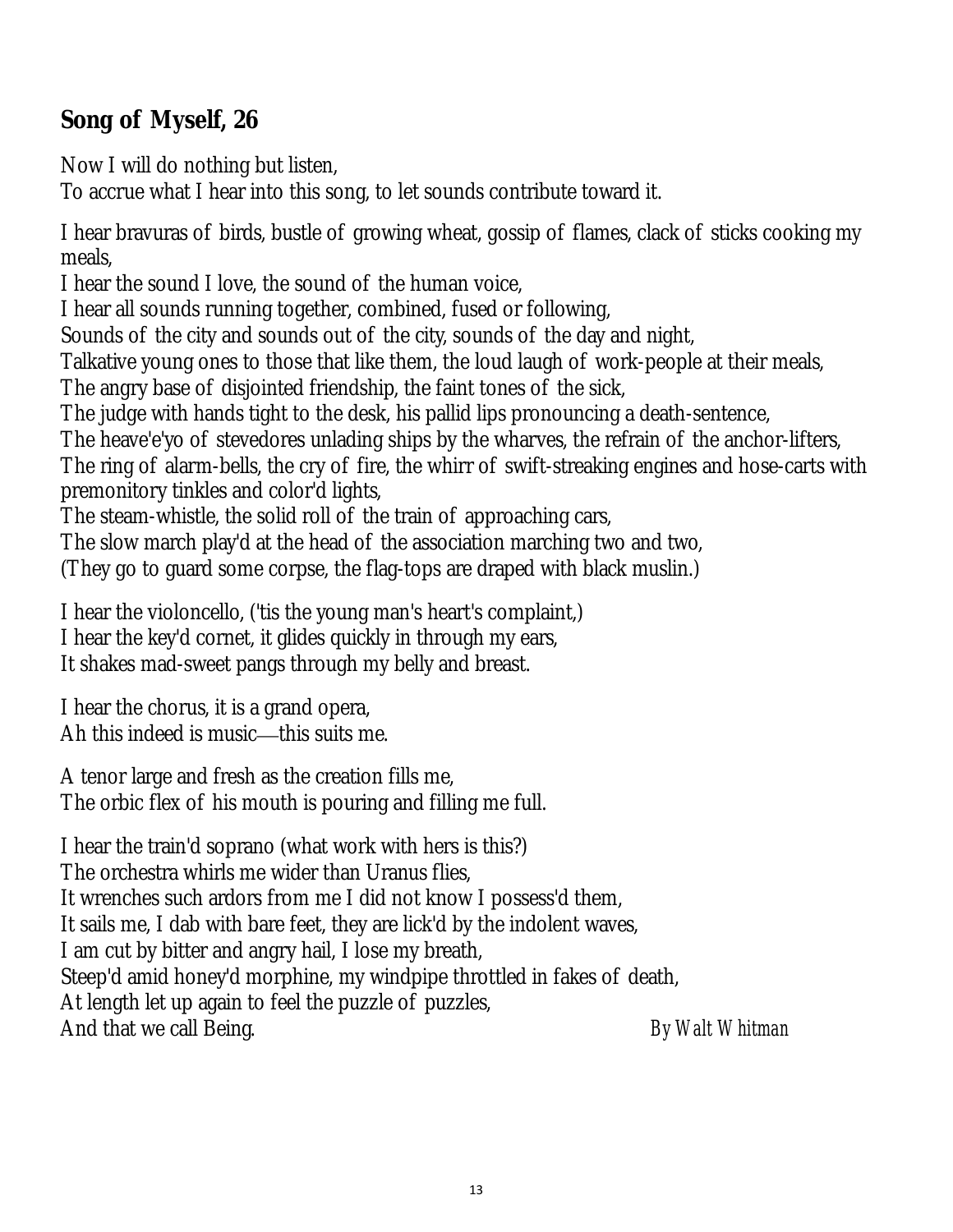## Song of Myself, 26

Now I will do nothing but listen,
To accrue what I hear into this song, to let sounds contribute toward it.

I hear bravuras of birds, bustle of growing wheat, gossip of flames, clack of sticks cooking my meals,
I hear the sound I love, the sound of the human voice,
I hear all sounds running together, combined, fused or following,
Sounds of the city and sounds out of the city, sounds of the day and night,
Talkative young ones to those that like them, the loud laugh of work-people at their meals,
The angry base of disjointed friendship, the faint tones of the sick,
The judge with hands tight to the desk, his pallid lips pronouncing a death-sentence,
The heave'e'yo of stevedores unlading ships by the wharves, the refrain of the anchor-lifters,
The ring of alarm-bells, the cry of fire, the whirr of swift-streaking engines and hose-carts with premonitory tinkles and color'd lights,
The steam-whistle, the solid roll of the train of approaching cars,
The slow march play'd at the head of the association marching two and two,
(They go to guard some corpse, the flag-tops are draped with black muslin.)

I hear the violoncello, ('tis the young man's heart's complaint,)
I hear the key'd cornet, it glides quickly in through my ears,
It shakes mad-sweet pangs through my belly and breast.

I hear the chorus, it is a grand opera,
Ah this indeed is music—this suits me.

A tenor large and fresh as the creation fills me,
The orbic flex of his mouth is pouring and filling me full.

I hear the train'd soprano (what work with hers is this?)
The orchestra whirls me wider than Uranus flies,
It wrenches such ardors from me I did not know I possess'd them,
It sails me, I dab with bare feet, they are lick'd by the indolent waves,
I am cut by bitter and angry hail, I lose my breath,
Steep'd amid honey'd morphine, my windpipe throttled in fakes of death,
At length let up again to feel the puzzle of puzzles,
And that we call Being.

*By Walt Whitman*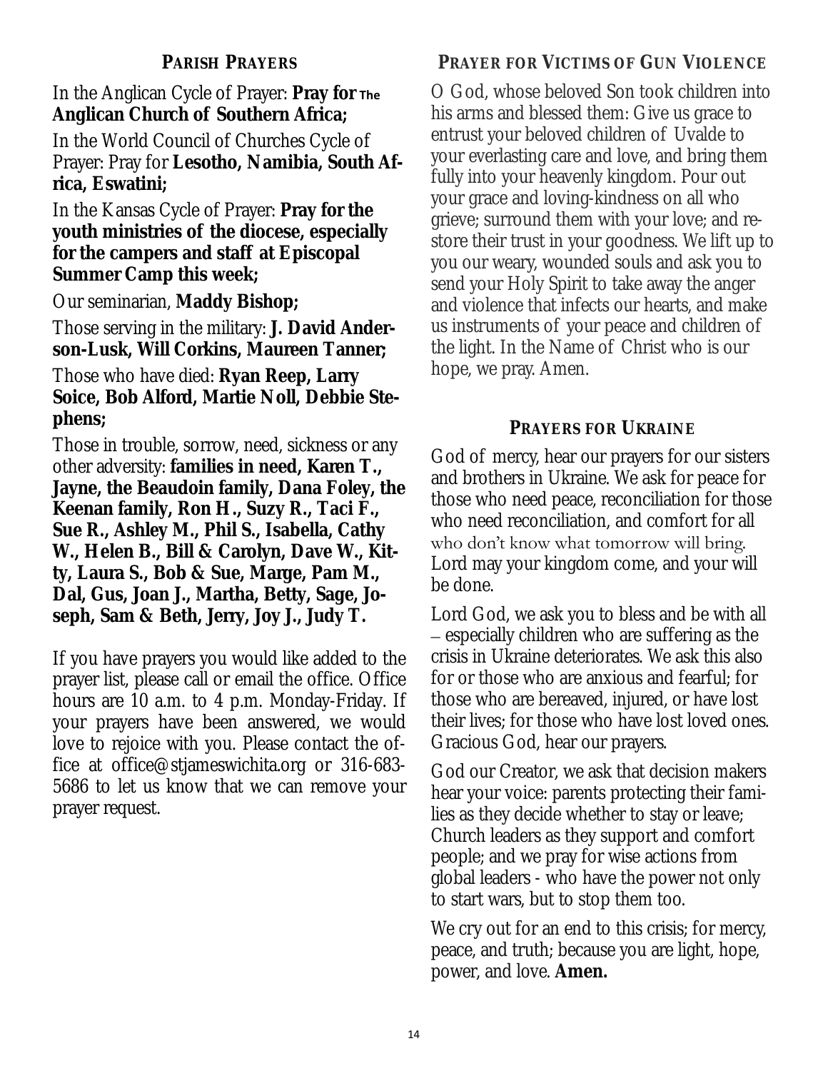## PARISH PRAYERS

In the Anglican Cycle of Prayer: **Pray for The Anglican Church of Southern Africa;**

In the World Council of Churches Cycle of Prayer: Pray for **Lesotho, Namibia, South Africa, Eswatini;**

In the Kansas Cycle of Prayer: **Pray for the youth ministries of the diocese, especially for the campers and staff at Episcopal Summer Camp this week;**

Our seminarian, **Maddy Bishop;**

Those serving in the military: **J. David Anderson-Lusk, Will Corkins, Maureen Tanner;**

Those who have died: **Ryan Reep, Larry Soice, Bob Alford, Martie Noll, Debbie Stephens;**

Those in trouble, sorrow, need, sickness or any other adversity: **families in need, Karen T., Jayne, the Beaudoin family, Dana Foley, the Keenan family, Ron H., Suzy R., Taci F., Sue R., Ashley M., Phil S., Isabella, Cathy W., Helen B., Bill & Carolyn, Dave W., Kitty, Laura S., Bob & Sue, Marge, Pam M., Dal, Gus, Joan J., Martha, Betty, Sage, Joseph, Sam & Beth, Jerry, Joy J., Judy T.**

If you have prayers you would like added to the prayer list, please call or email the office. Office hours are 10 a.m. to 4 p.m. Monday-Friday. If your prayers have been answered, we would love to rejoice with you. Please contact the office at office@stjameswichita.org or 316-683-5686 to let us know that we can remove your prayer request.

## PRAYER FOR VICTIMS OF GUN VIOLENCE

O God, whose beloved Son took children into his arms and blessed them: Give us grace to entrust your beloved children of Uvalde to your everlasting care and love, and bring them fully into your heavenly kingdom. Pour out your grace and loving-kindness on all who grieve; surround them with your love; and restore their trust in your goodness. We lift up to you our weary, wounded souls and ask you to send your Holy Spirit to take away the anger and violence that infects our hearts, and make us instruments of your peace and children of the light. In the Name of Christ who is our hope, we pray. Amen.

## PRAYERS FOR UKRAINE

God of mercy, hear our prayers for our sisters and brothers in Ukraine. We ask for peace for those who need peace, reconciliation for those who need reconciliation, and comfort for all who don't know what tomorrow will bring. Lord may your kingdom come, and your will be done.

Lord God, we ask you to bless and be with all – especially children who are suffering as the crisis in Ukraine deteriorates. We ask this also for or those who are anxious and fearful; for those who are bereaved, injured, or have lost their lives; for those who have lost loved ones. Gracious God, hear our prayers.

God our Creator, we ask that decision makers hear your voice: parents protecting their families as they decide whether to stay or leave; Church leaders as they support and comfort people; and we pray for wise actions from global leaders - who have the power not only to start wars, but to stop them too.

We cry out for an end to this crisis; for mercy, peace, and truth; because you are light, hope, power, and love. **Amen.**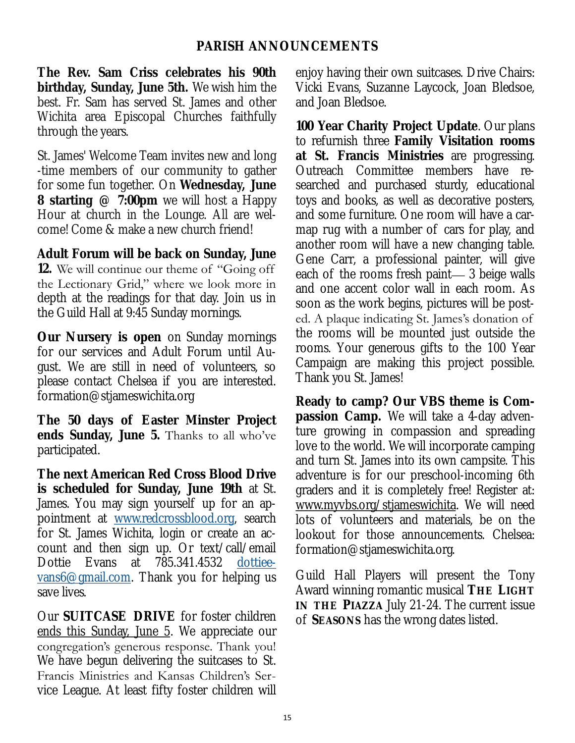## PARISH ANNOUNCEMENTS

**The Rev. Sam Criss celebrates his 90th birthday, Sunday, June 5th.** We wish him the best. Fr. Sam has served St. James and other Wichita area Episcopal Churches faithfully through the years.

St. James' Welcome Team invites new and long-time members of our community to gather for some fun together. On **Wednesday, June 8 starting @ 7:00pm** we will host a Happy Hour at church in the Lounge. All are welcome! Come & make a new church friend!

**Adult Forum will be back on Sunday, June 12.** We will continue our theme of "Going off the Lectionary Grid," where we look more in depth at the readings for that day. Join us in the Guild Hall at 9:45 Sunday mornings.

**Our Nursery is open** on Sunday mornings for our services and Adult Forum until August. We are still in need of volunteers, so please contact Chelsea if you are interested. formation@stjameswichita.org

**The 50 days of Easter Minster Project ends Sunday, June 5.** Thanks to all who've participated.

**The next American Red Cross Blood Drive is scheduled for Sunday, June 19th** at St. James. You may sign yourself up for an appointment at www.redcrossblood.org, search for St. James Wichita, login or create an account and then sign up. Or text/call/email Dottie Evans at 785.341.4532 dottieevans6@gmail.com. Thank you for helping us save lives.

Our **SUITCASE DRIVE** for foster children ends this Sunday, June 5. We appreciate our congregation's generous response. Thank you! We have begun delivering the suitcases to St. Francis Ministries and Kansas Children's Service League. At least fifty foster children will enjoy having their own suitcases. Drive Chairs: Vicki Evans, Suzanne Laycock, Joan Bledsoe, and Joan Bledsoe.

**100 Year Charity Project Update**. Our plans to refurnish three **Family Visitation rooms at St. Francis Ministries** are progressing. Outreach Committee members have researched and purchased sturdy, educational toys and books, as well as decorative posters, and some furniture. One room will have a car-map rug with a number of cars for play, and another room will have a new changing table. Gene Carr, a professional painter, will give each of the rooms fresh paint— 3 beige walls and one accent color wall in each room. As soon as the work begins, pictures will be posted. A plaque indicating St. James's donation of the rooms will be mounted just outside the rooms. Your generous gifts to the 100 Year Campaign are making this project possible. Thank you St. James!

**Ready to camp? Our VBS theme is Compassion Camp.** We will take a 4-day adventure growing in compassion and spreading love to the world. We will incorporate camping and turn St. James into its own campsite. This adventure is for our preschool-incoming 6th graders and it is completely free! Register at: www.myvbs.org/stjameswichita. We will need lots of volunteers and materials, be on the lookout for those announcements. Chelsea: formation@stjameswichita.org.

Guild Hall Players will present the Tony Award winning romantic musical **THE LIGHT IN THE PIAZZA** July 21-24. The current issue of **SEASONS** has the wrong dates listed.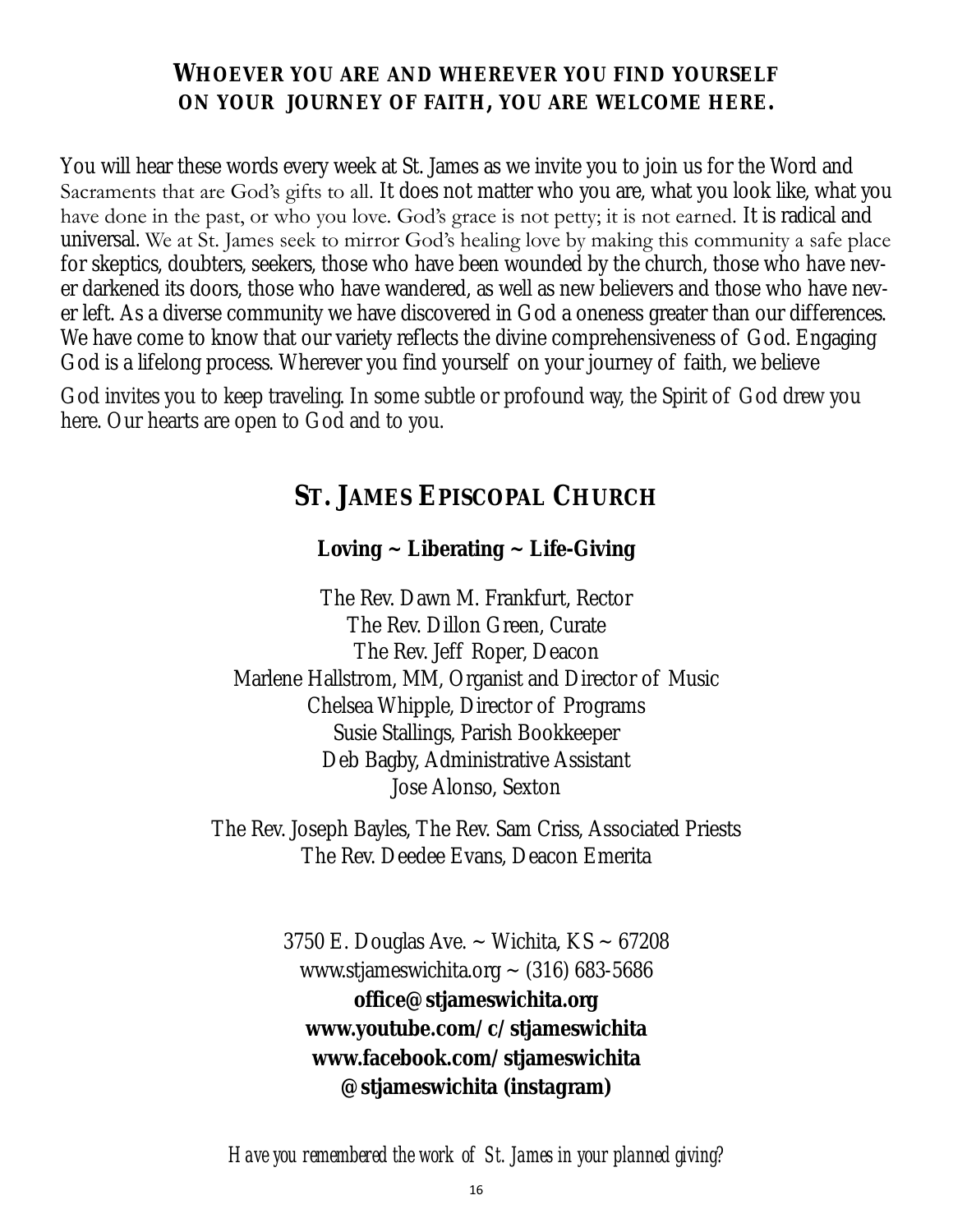## WHOEVER YOU ARE AND WHEREVER YOU FIND YOURSELF ON YOUR JOURNEY OF FAITH, YOU ARE WELCOME HERE.

You will hear these words every week at St. James as we invite you to join us for the Word and Sacraments that are God's gifts to all. It does not matter who you are, what you look like, what you have done in the past, or who you love. God's grace is not petty; it is not earned. It is radical and universal. We at St. James seek to mirror God's healing love by making this community a safe place for skeptics, doubters, seekers, those who have been wounded by the church, those who have never darkened its doors, those who have wandered, as well as new believers and those who have never left. As a diverse community we have discovered in God a oneness greater than our differences. We have come to know that our variety reflects the divine comprehensiveness of God. Engaging God is a lifelong process. Wherever you find yourself on your journey of faith, we believe God invites you to keep traveling. In some subtle or profound way, the Spirit of God drew you here. Our hearts are open to God and to you.

# ST. JAMES EPISCOPAL CHURCH

**Loving ~ Liberating ~ Life-Giving**

The Rev. Dawn M. Frankfurt, Rector
The Rev. Dillon Green, Curate
The Rev. Jeff Roper, Deacon
Marlene Hallstrom, MM, Organist and Director of Music
Chelsea Whipple, Director of Programs
Susie Stallings, Parish Bookkeeper
Deb Bagby, Administrative Assistant
Jose Alonso, Sexton

The Rev. Joseph Bayles, The Rev. Sam Criss, Associated Priests
The Rev. Deedee Evans, Deacon Emerita

3750 E. Douglas Ave. ~ Wichita, KS ~ 67208
www.stjameswichita.org ~ (316) 683-5686
**office@stjameswichita.org**
**www.youtube.com/c/stjameswichita**
**www.facebook.com/stjameswichita**
**@stjameswichita (instagram)**

*Have you remembered the work of St. James in your planned giving?*